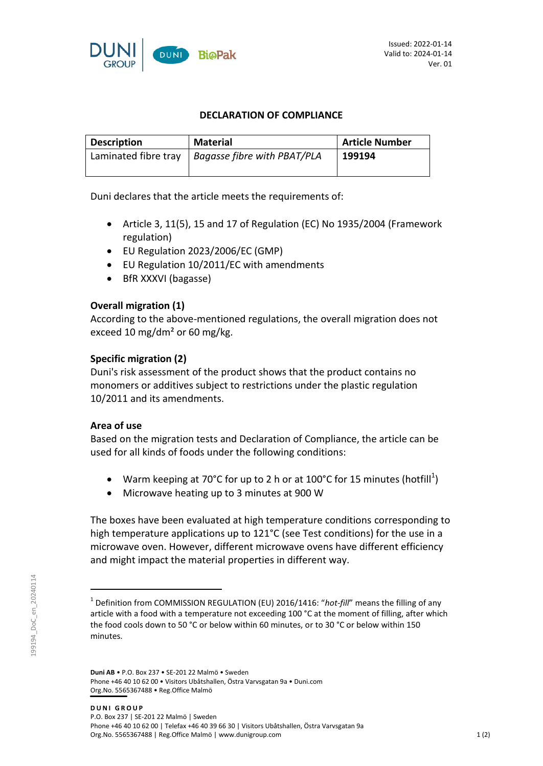Issued: 2022-01-14
Valid to: 2024-01-14
Ver. 01

# DECLARATION OF COMPLIANCE

| Description | Material | Article Number |
| --- | --- | --- |
| Laminated fibre tray | *Bagasse fibre with PBAT/PLA* | **199194** |

Duni declares that the article meets the requirements of:

- Article 3, 11(5), 15 and 17 of Regulation (EC) No 1935/2004 (Framework regulation)
- EU Regulation 2023/2006/EC (GMP)
- EU Regulation 10/2011/EC with amendments
- BfR XXXVI (bagasse)

**Overall migration (1)**
According to the above-mentioned regulations, the overall migration does not exceed 10 mg/dm² or 60 mg/kg.

**Specific migration (2)**
Duni's risk assessment of the product shows that the product contains no monomers or additives subject to restrictions under the plastic regulation 10/2011 and its amendments.

**Area of use**
Based on the migration tests and Declaration of Compliance, the article can be used for all kinds of foods under the following conditions:

- Warm keeping at 70°C for up to 2 h or at 100°C for 15 minutes (hotfill[1])
- Microwave heating up to 3 minutes at 900 W

The boxes have been evaluated at high temperature conditions corresponding to high temperature applications up to 121°C (see Test conditions) for the use in a microwave oven. However, different microwave ovens have different efficiency and might impact the material properties in different way.

[1] Definition from COMMISSION REGULATION (EU) 2016/1416: "*hot-fill*" means the filling of any article with a food with a temperature not exceeding 100 °C at the moment of filling, after which the food cools down to 50 °C or below within 60 minutes, or to 30 °C or below within 150 minutes.

**Duni AB** • P.O. Box 237 • SE-201 22 Malmö • Sweden
Phone +46 40 10 62 00 • Visitors Ubåtshallen, Östra Varvsgatan 9a • Duni.com
Org.No. 5565367488 • Reg.Office Malmö

**DUNI GROUP**
P.O. Box 237 | SE-201 22 Malmö | Sweden
Phone +46 40 10 62 00 | Telefax +46 40 39 66 30 | Visitors Ubåtshallen, Östra Varvsgatan 9a
Org.No. 5565367488 | Reg.Office Malmö | www.dunigroup.com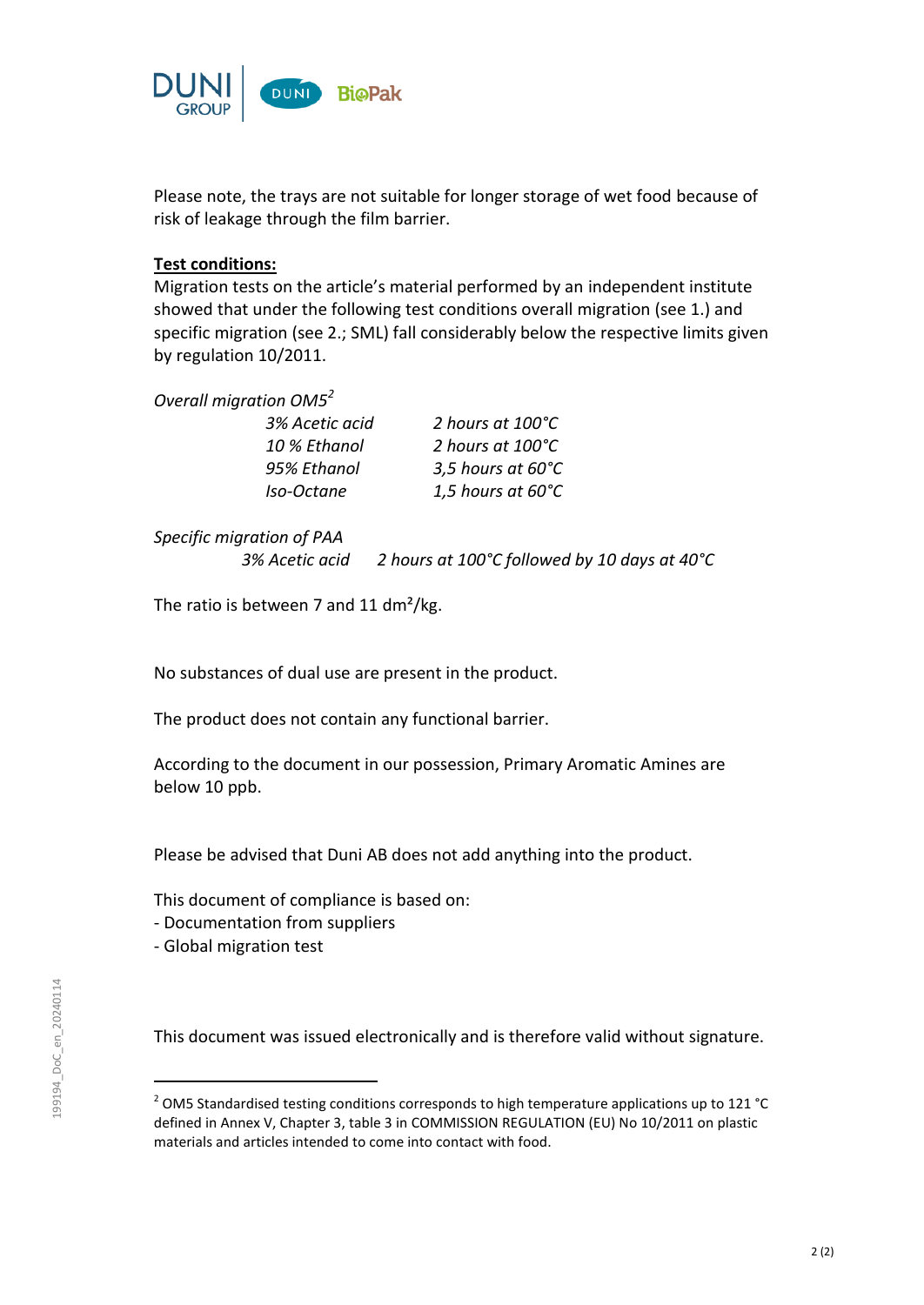Please note, the trays are not suitable for longer storage of wet food because of risk of leakage through the film barrier.

**Test conditions:**

Migration tests on the article's material performed by an independent institute showed that under the following test conditions overall migration (see 1.) and specific migration (see 2.; SML) fall considerably below the respective limits given by regulation 10/2011.

*Overall migration OM5*[2]

| | |
|---|---|
| *3% Acetic acid* | *2 hours at 100°C* |
| *10 % Ethanol* | *2 hours at 100°C* |
| *95% Ethanol* | *3,5 hours at 60°C* |
| *Iso-Octane* | *1,5 hours at 60°C* |

*Specific migration of PAA*

| | |
|---|---|
| *3% Acetic acid* | *2 hours at 100°C followed by 10 days at 40°C* |

The ratio is between 7 and 11 dm²/kg.

No substances of dual use are present in the product.

The product does not contain any functional barrier.

According to the document in our possession, Primary Aromatic Amines are below 10 ppb.

Please be advised that Duni AB does not add anything into the product.

This document of compliance is based on:
- Documentation from suppliers
- Global migration test

This document was issued electronically and is therefore valid without signature.

[2] OM5 Standardised testing conditions corresponds to high temperature applications up to 121 °C defined in Annex V, Chapter 3, table 3 in COMMISSION REGULATION (EU) No 10/2011 on plastic materials and articles intended to come into contact with food.